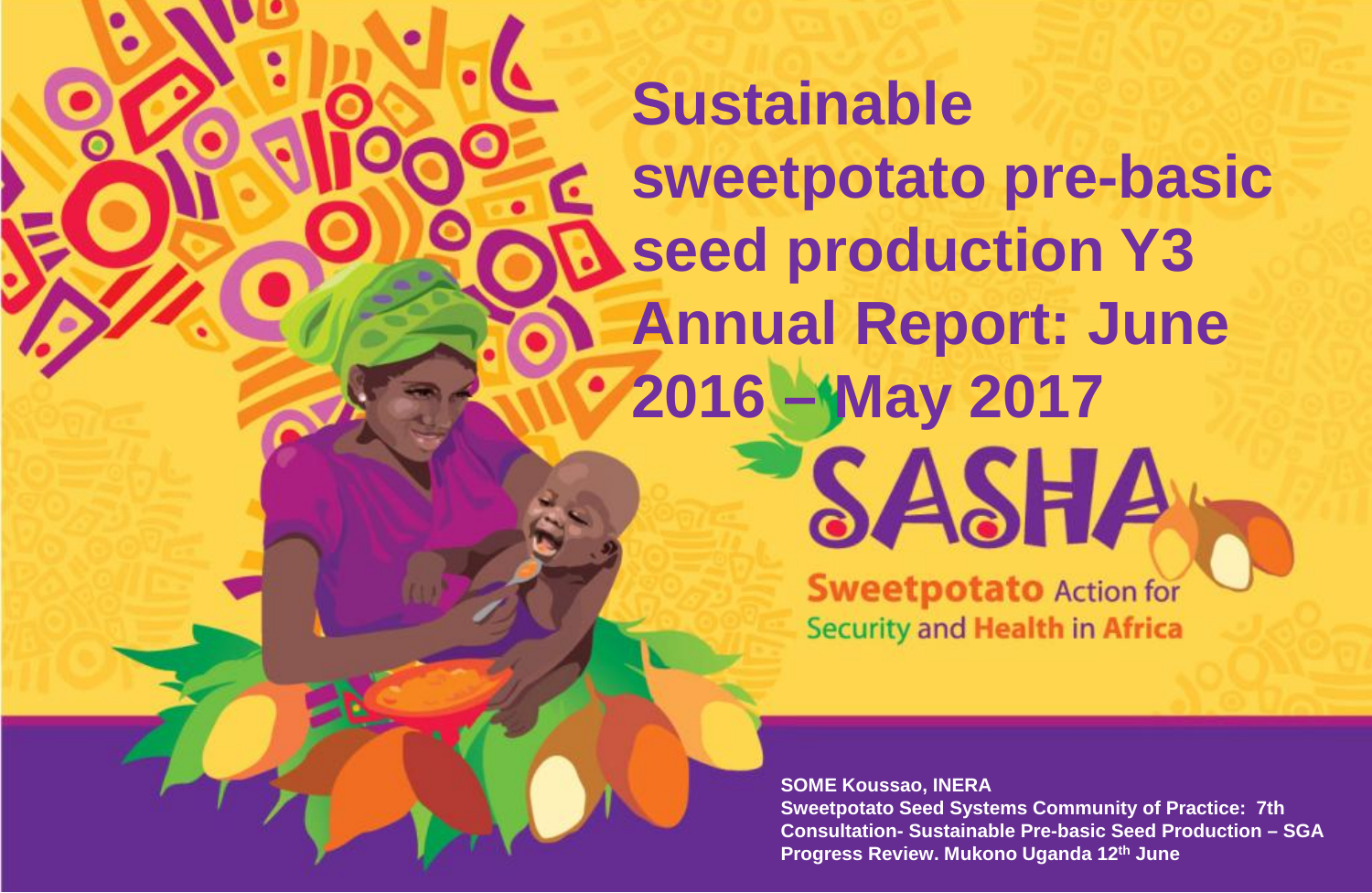# Sustainable sweetpotato pre-basic seed production Y3 Annual Report: June 2016 – May 2017

SASHA

Sweetpotato Action for Security and Health in Africa

**SOME Koussao, INERA**
**Sweetpotato Seed Systems Community of Practice: 7th Consultation- Sustainable Pre-basic Seed Production – SGA Progress Review. Mukono Uganda 12th June**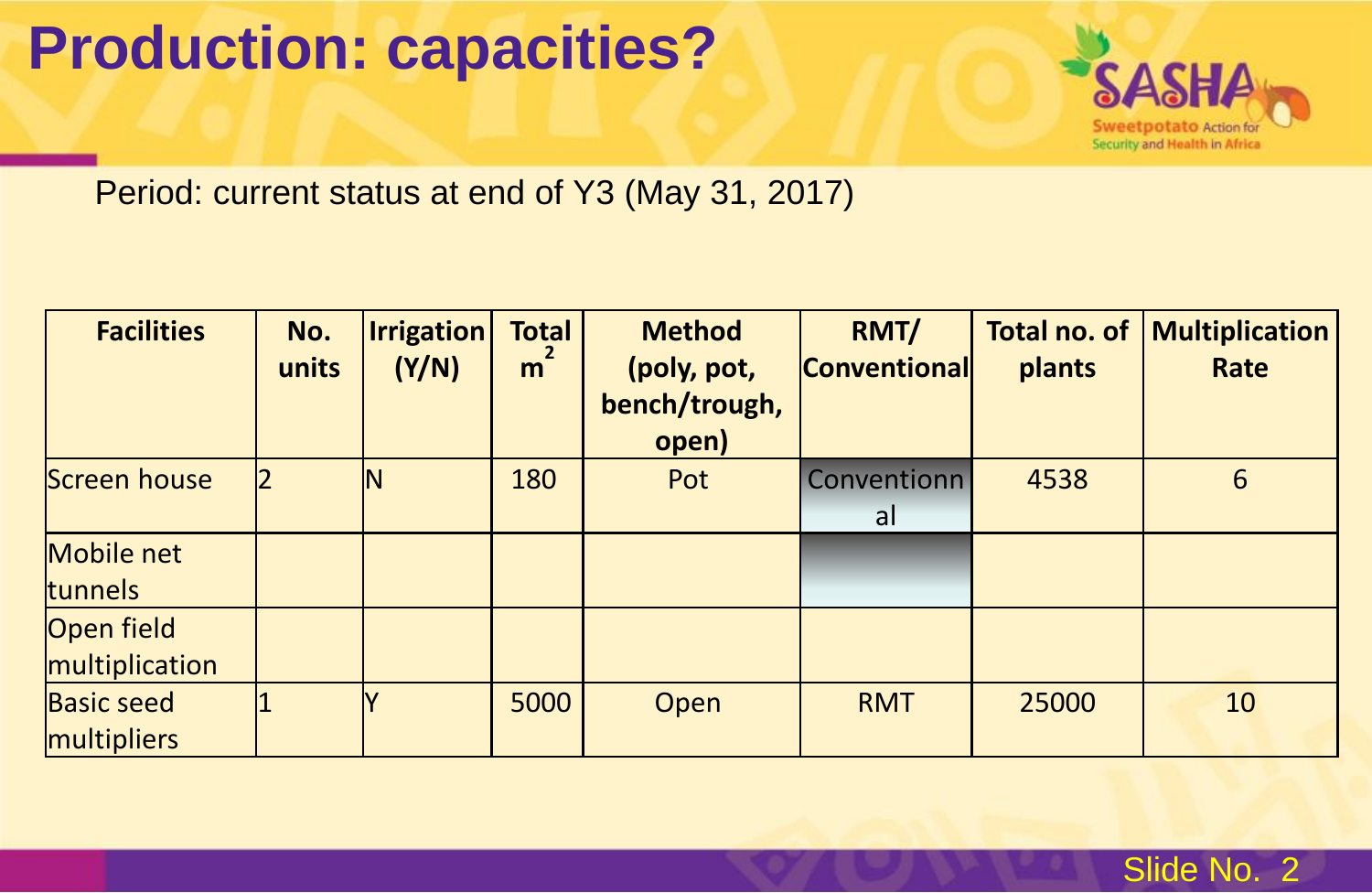# Production: capacities?

Period: current status at end of Y3 (May 31, 2017)

| Facilities | No. units | Irrigation (Y/N) | Total $m^2$ | Method (poly, pot, bench/trough, open) | RMT/ Conventional | Total no. of plants | Multiplication Rate |
|---|---|---|---|---|---|---|---|
| Screen house | 2 | N | 180 | Pot | Conventionnal | 4538 | 6 |
| Mobile net tunnels | | | | | | | |
| Open field multiplication | | | | | | | |
| Basic seed multipliers | 1 | Y | 5000 | Open | RMT | 25000 | 10 |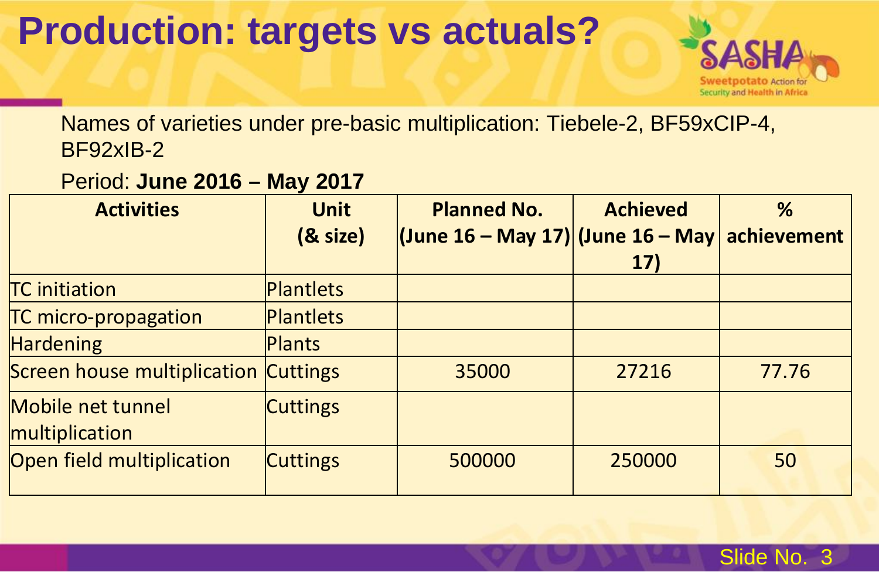# Production: targets vs actuals?

Names of varieties under pre-basic multiplication: Tiebele-2, BF59xCIP-4, BF92xIB-2

Period: **June 2016 – May 2017**

| Activities | Unit (& size) | Planned No. (June 16 – May 17) | Achieved (June 16 – May 17) | % achievement |
|---|---|---|---|---|
| TC initiation | Plantlets | | | |
| TC micro-propagation | Plantlets | | | |
| Hardening | Plants | | | |
| Screen house multiplication | Cuttings | 35000 | 27216 | 77.76 |
| Mobile net tunnel multiplication | Cuttings | | | |
| Open field multiplication | Cuttings | 500000 | 250000 | 50 |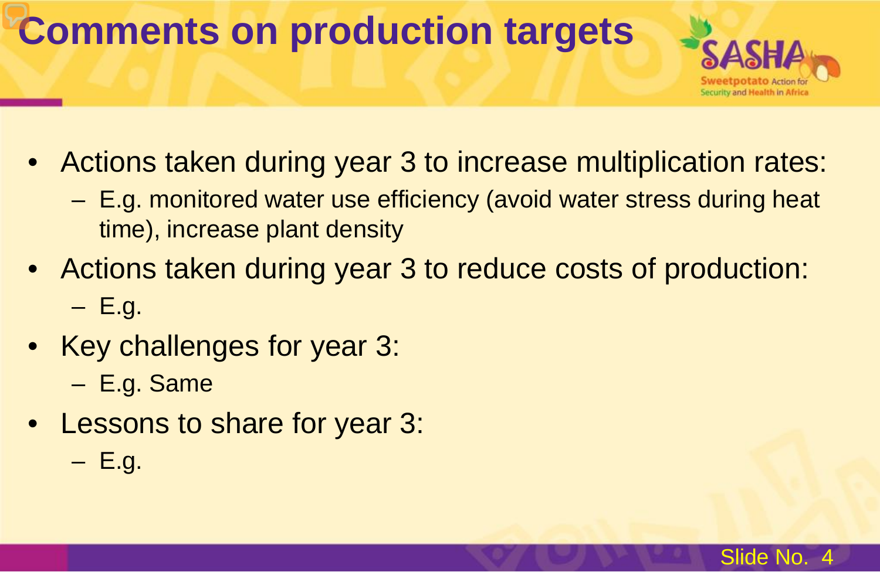# Comments on production targets

- Actions taken during year 3 to increase multiplication rates:
  - E.g. monitored water use efficiency (avoid water stress during heat time), increase plant density
- Actions taken during year 3 to reduce costs of production:
  - E.g.
- Key challenges for year 3:
  - E.g. Same
- Lessons to share for year 3:
  - E.g.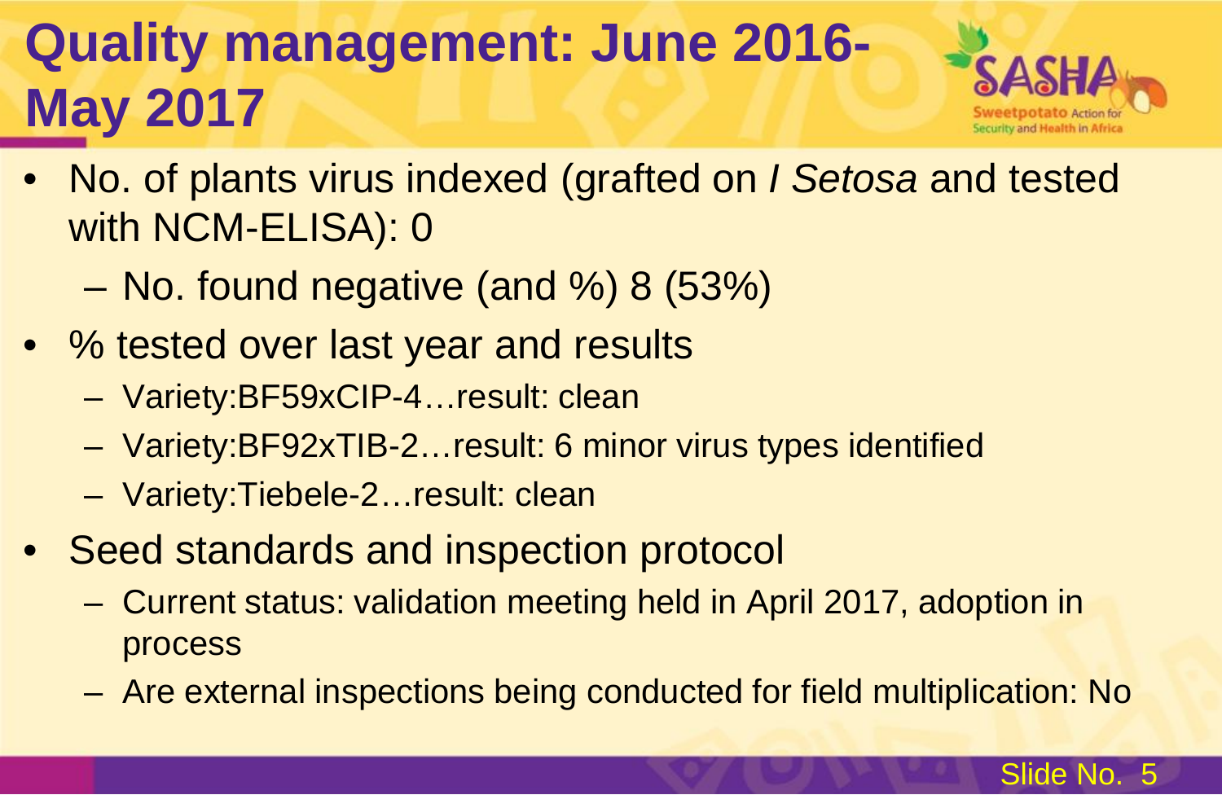# Quality management: June 2016-May 2017

- No. of plants virus indexed (grafted on *I Setosa* and tested with NCM-ELISA): 0
  - No. found negative (and %) 8 (53%)
- % tested over last year and results
  - Variety:BF59xCIP-4…result: clean
  - Variety:BF92xTIB-2…result: 6 minor virus types identified
  - Variety:Tiebele-2…result: clean
- Seed standards and inspection protocol
  - Current status: validation meeting held in April 2017, adoption in process
  - Are external inspections being conducted for field multiplication: No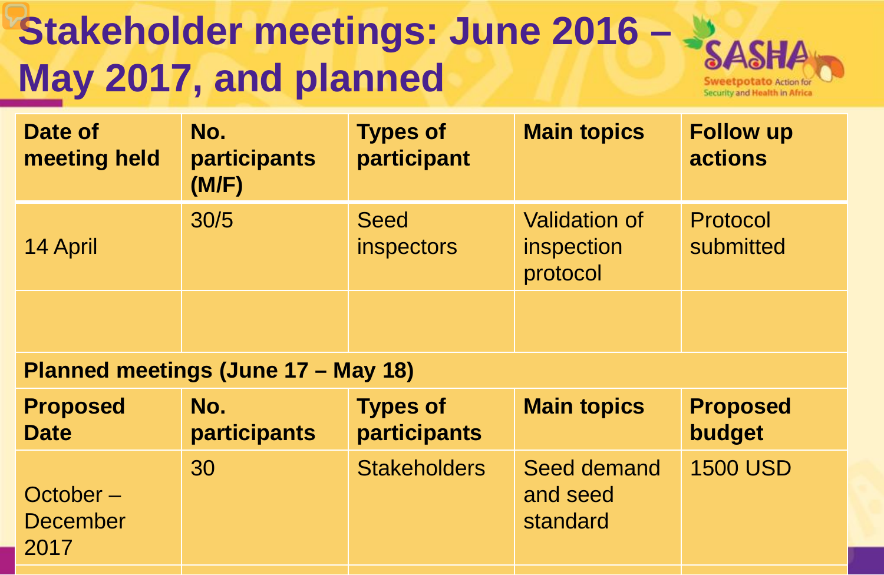# Stakeholder meetings: June 2016 – May 2017, and planned

| Date of meeting held | No. participants (M/F) | Types of participant | Main topics | Follow up actions |
|---|---|---|---|---|
| 14 April | 30/5 | Seed inspectors | Validation of inspection protocol | Protocol submitted |
| | | | | |
| **Planned meetings (June 17 – May 18)** | | | | |
| **Proposed Date** | **No. participants** | **Types of participants** | **Main topics** | **Proposed budget** |
| October – December 2017 | 30 | Stakeholders | Seed demand and seed standard | 1500 USD |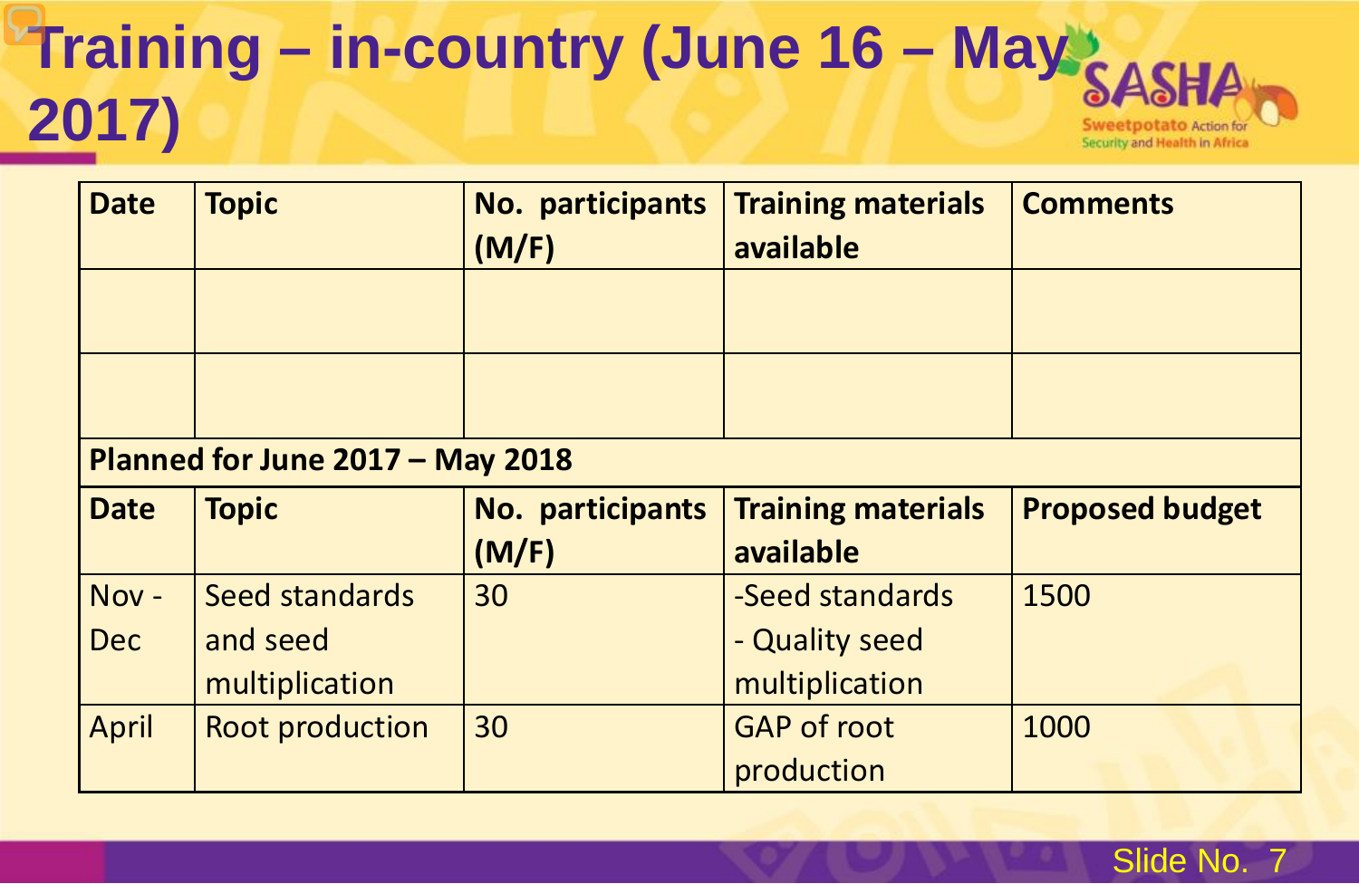# Training – in-country (June 16 – May 2017)

| Date | Topic | No. participants (M/F) | Training materials available | Comments |
|---|---|---|---|---|
| | | | | |
| | | | | |
| **Planned for June 2017 – May 2018** | | | | |
| **Date** | **Topic** | **No. participants (M/F)** | **Training materials available** | **Proposed budget** |
| Nov - Dec | Seed standards and seed multiplication | 30 | -Seed standards<br>- Quality seed multiplication | 1500 |
| April | Root production | 30 | GAP of root production | 1000 |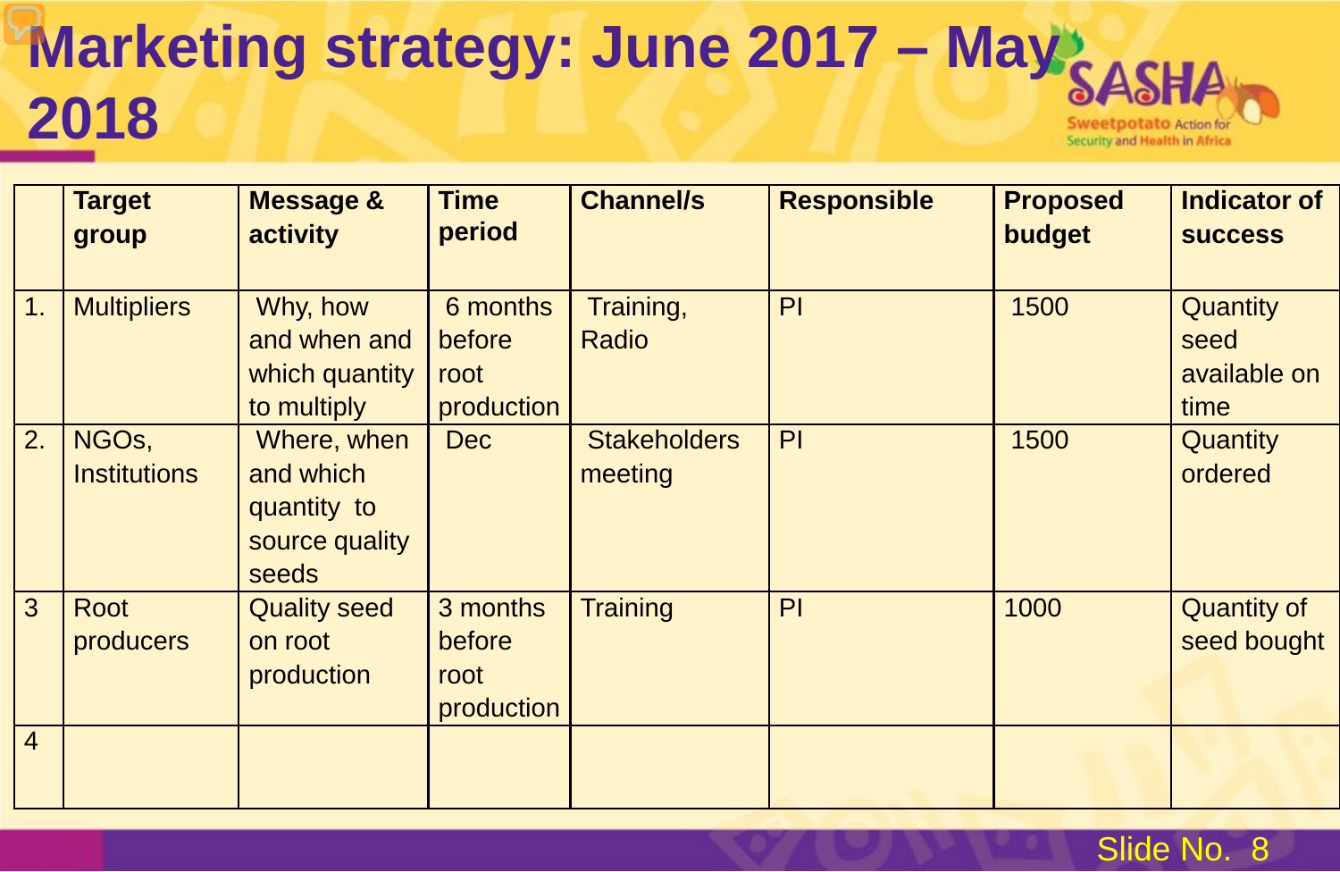# Marketing strategy: June 2017 – May 2018

| | Target group | Message & activity | Time period | Channel/s | Responsible | Proposed budget | Indicator of success |
|---|---|---|---|---|---|---|---|
| 1. | Multipliers | Why, how and when and which quantity to multiply | 6 months before root production | Training, Radio | PI | 1500 | Quantity seed available on time |
| 2. | NGOs, Institutions | Where, when and which quantity to source quality seeds | Dec | Stakeholders meeting | PI | 1500 | Quantity ordered |
| 3 | Root producers | Quality seed on root production | 3 months before root production | Training | PI | 1000 | Quantity of seed bought |
| 4 | | | | | | | |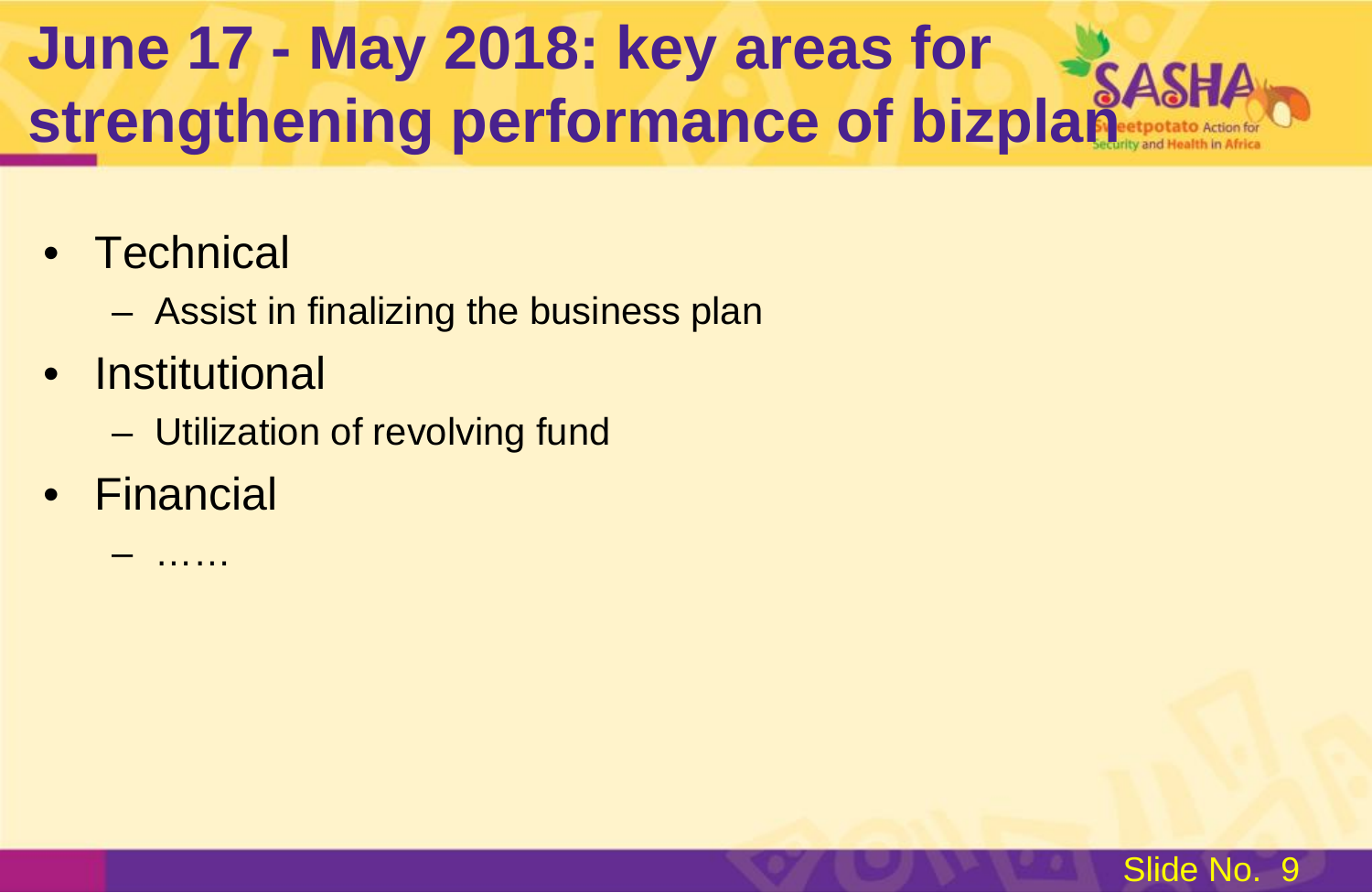# June 17 - May 2018: key areas for strengthening performance of bizplan

- Technical
  - Assist in finalizing the business plan
- Institutional
  - Utilization of revolving fund
- Financial
  - ……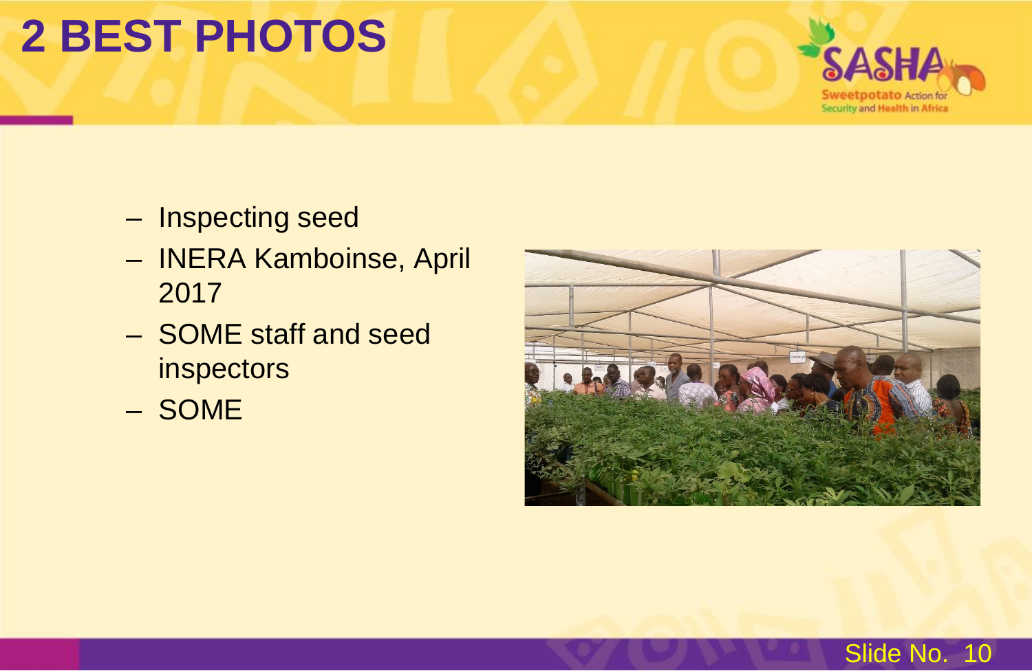# 2 BEST PHOTOS

- Inspecting seed
- INERA Kamboinse, April 2017
- SOME staff and seed inspectors
- SOME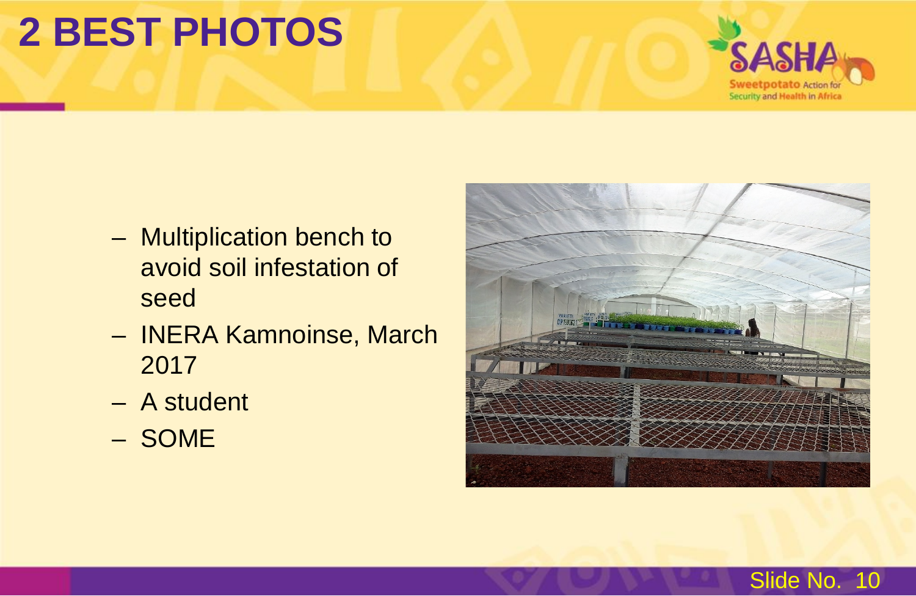# 2 BEST PHOTOS

- Multiplication bench to avoid soil infestation of seed
- INERA Kamnoinse, March 2017
- A student
- SOME